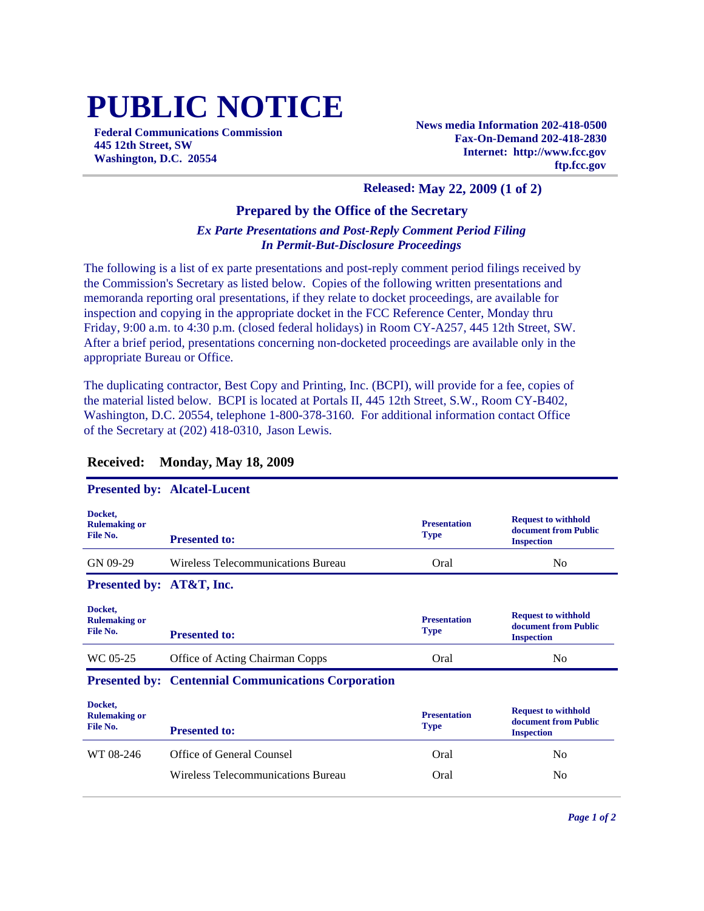# PUBLIC NOTICE

**Federal Communications Commission**
**445 12th Street, SW**
**Washington, D.C. 20554**

**News media Information 202-418-0500**
**Fax-On-Demand 202-418-2830**
**Internet: http://www.fcc.gov**
**ftp.fcc.gov**

**Released: May 22, 2009 (1 of 2)**

### Prepared by the Office of the Secretary

***Ex Parte Presentations and Post-Reply Comment Period Filing***
***In Permit-But-Disclosure Proceedings***

The following is a list of ex parte presentations and post-reply comment period filings received by the Commission's Secretary as listed below. Copies of the following written presentations and memoranda reporting oral presentations, if they relate to docket proceedings, are available for inspection and copying in the appropriate docket in the FCC Reference Center, Monday thru Friday, 9:00 a.m. to 4:30 p.m. (closed federal holidays) in Room CY-A257, 445 12th Street, SW. After a brief period, presentations concerning non-docketed proceedings are available only in the appropriate Bureau or Office.

The duplicating contractor, Best Copy and Printing, Inc. (BCPI), will provide for a fee, copies of the material listed below. BCPI is located at Portals II, 445 12th Street, S.W., Room CY-B402, Washington, D.C. 20554, telephone 1-800-378-3160. For additional information contact Office of the Secretary at (202) 418-0310, Jason Lewis.

## Received: Monday, May 18, 2009

### Presented by: Alcatel-Lucent

| Docket, Rulemaking or File No. | Presented to: | Presentation Type | Request to withhold document from Public Inspection |
|---|---|---|---|
| GN 09-29 | Wireless Telecommunications Bureau | Oral | No |

### Presented by: AT&T, Inc.

| Docket, Rulemaking or File No. | Presented to: | Presentation Type | Request to withhold document from Public Inspection |
|---|---|---|---|
| WC 05-25 | Office of Acting Chairman Copps | Oral | No |

### Presented by: Centennial Communications Corporation

| Docket, Rulemaking or File No. | Presented to: | Presentation Type | Request to withhold document from Public Inspection |
|---|---|---|---|
| WT 08-246 | Office of General Counsel | Oral | No |
| | Wireless Telecommunications Bureau | Oral | No |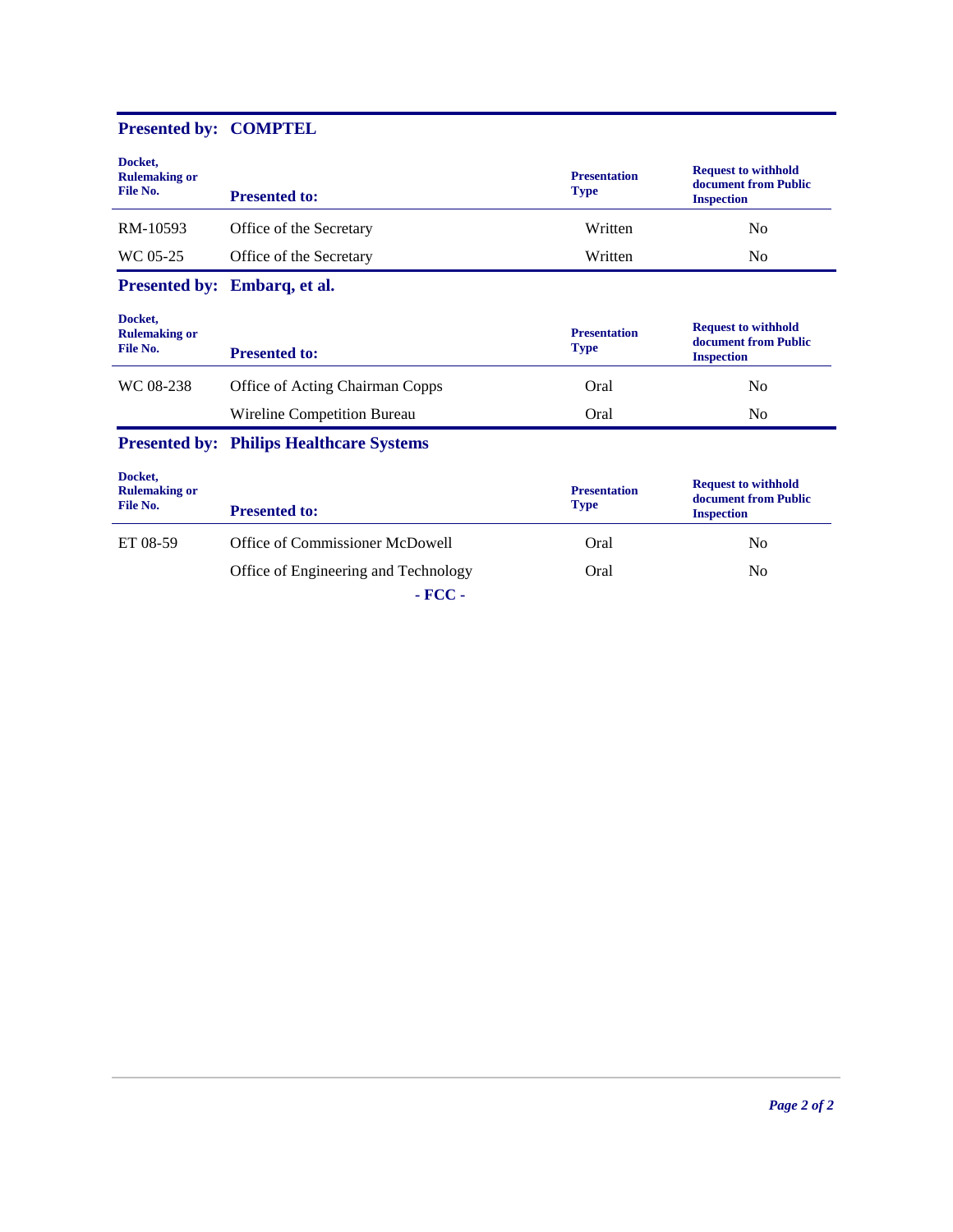## Presented by: COMPTEL

| Docket, Rulemaking or File No. | Presented to: | Presentation Type | Request to withhold document from Public Inspection |
|---|---|---|---|
| RM-10593 | Office of the Secretary | Written | No |
| WC 05-25 | Office of the Secretary | Written | No |

## Presented by: Embarq, et al.

| Docket, Rulemaking or File No. | Presented to: | Presentation Type | Request to withhold document from Public Inspection |
|---|---|---|---|
| WC 08-238 | Office of Acting Chairman Copps | Oral | No |
| | Wireline Competition Bureau | Oral | No |

## Presented by: Philips Healthcare Systems

| Docket, Rulemaking or File No. | Presented to: | Presentation Type | Request to withhold document from Public Inspection |
|---|---|---|---|
| ET 08-59 | Office of Commissioner McDowell | Oral | No |
| | Office of Engineering and Technology | Oral | No |

**- FCC -**